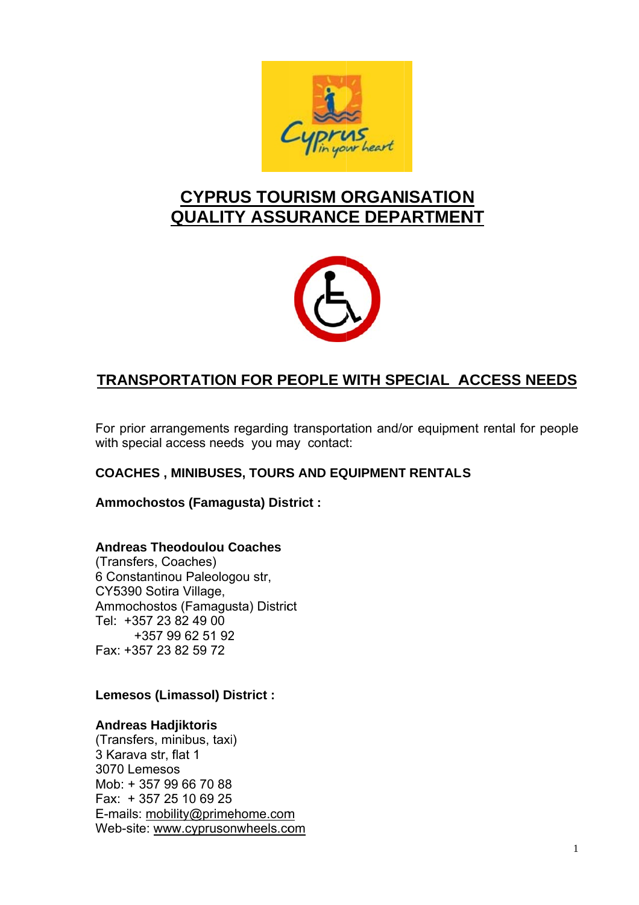# CYPRUS TOURISM ORGANISATION
# QUALITY ASSURANCE DEPARTMENT

## TRANSPORTATION FOR PEOPLE WITH SPECIAL ACCESS NEEDS

For prior arrangements regarding transportation and/or equipment rental for people with special access needs you may contact:

**COACHES , MINIBUSES, TOURS AND EQUIPMENT RENTALS**

**Ammochostos (Famagusta) District :**

**Andreas Theodoulou Coaches**
(Transfers, Coaches)
6 Constantinou Paleologou str,
CY5390 Sotira Village,
Ammochostos (Famagusta) District
Tel: +357 23 82 49 00
+357 99 62 51 92
Fax: +357 23 82 59 72

**Lemesos (Limassol) District :**

**Andreas Hadjiktoris**
(Transfers, minibus, taxi)
3 Karava str, flat 1
3070 Lemesos
Mob: + 357 99 66 70 88
Fax: + 357 25 10 69 25
E-mails: mobility@primehome.com
Web-site: www.cyprusonwheels.com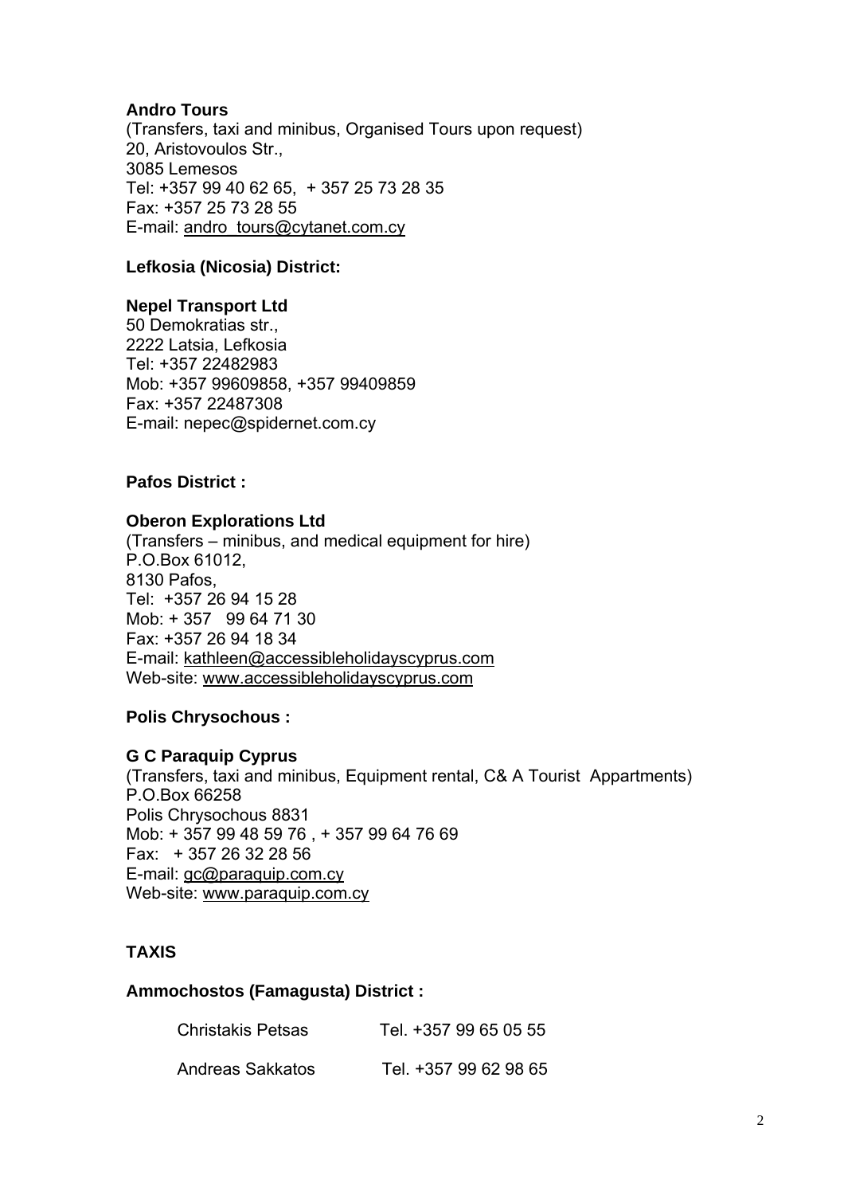**Andro Tours**
(Transfers, taxi and minibus, Organised Tours upon request)
20, Aristovoulos Str.,
3085 Lemesos
Tel: +357 99 40 62 65, + 357 25 73 28 35
Fax: +357 25 73 28 55
E-mail: andro_tours@cytanet.com.cy

**Lefkosia (Nicosia) District:**

**Nepel Transport Ltd**
50 Demokratias str.,
2222 Latsia, Lefkosia
Tel: +357 22482983
Mob: +357 99609858, +357 99409859
Fax: +357 22487308
E-mail: nepec@spidernet.com.cy

**Pafos District :**

**Oberon Explorations Ltd**
(Transfers – minibus, and medical equipment for hire)
P.O.Box 61012,
8130 Pafos,
Tel: +357 26 94 15 28
Mob: + 357 99 64 71 30
Fax: +357 26 94 18 34
E-mail: kathleen@accessibleholidayscyprus.com
Web-site: www.accessibleholidayscyprus.com

**Polis Chrysochous :**

**G C Paraquip Cyprus**
(Transfers, taxi and minibus, Equipment rental, C& A Tourist Appartments)
P.O.Box 66258
Polis Chrysochous 8831
Mob: + 357 99 48 59 76 , + 357 99 64 76 69
Fax: + 357 26 32 28 56
E-mail: gc@paraquip.com.cy
Web-site: www.paraquip.com.cy

**TAXIS**

**Ammochostos (Famagusta) District :**

| | |
|---|---|
| Christakis Petsas | Tel. +357 99 65 05 55 |
| Andreas Sakkatos | Tel. +357 99 62 98 65 |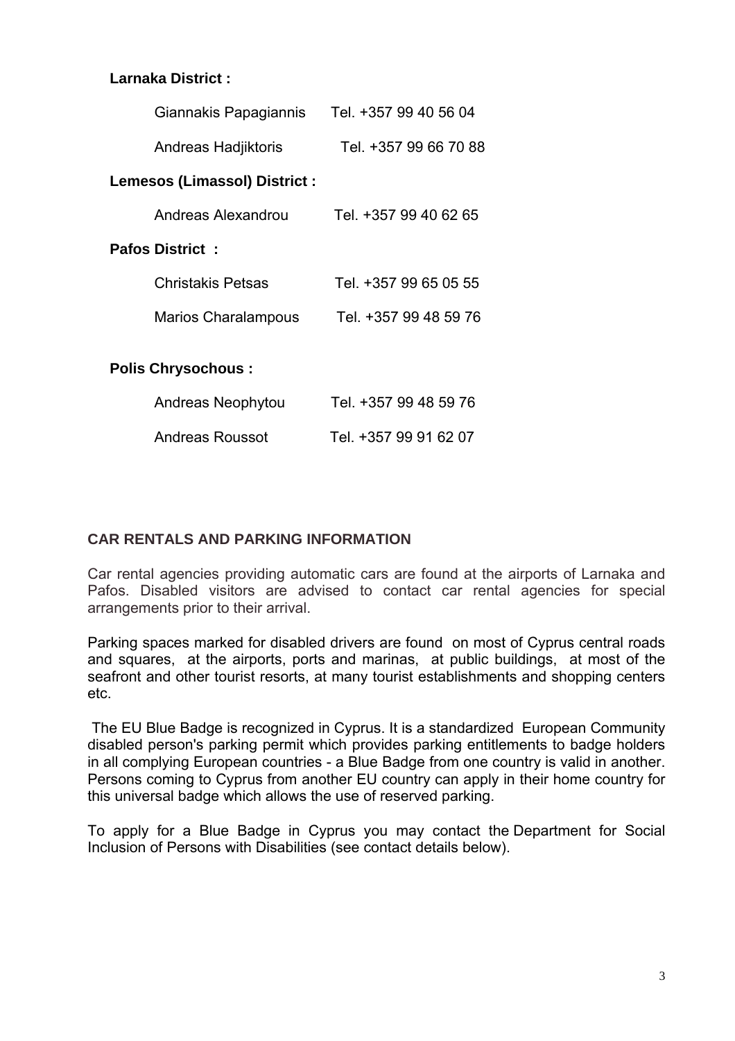**Larnaka District :**

Giannakis Papagiannis Tel. +357 99 40 56 04

Andreas Hadjiktoris Tel. +357 99 66 70 88

**Lemesos (Limassol) District :**

Andreas Alexandrou Tel. +357 99 40 62 65

**Pafos District :**

Christakis Petsas Tel. +357 99 65 05 55

Marios Charalampous Tel. +357 99 48 59 76

**Polis Chrysochous :**

Andreas Neophytou Tel. +357 99 48 59 76

Andreas Roussot Tel. +357 99 91 62 07

## CAR RENTALS AND PARKING INFORMATION

Car rental agencies providing automatic cars are found at the airports of Larnaka and Pafos. Disabled visitors are advised to contact car rental agencies for special arrangements prior to their arrival.

Parking spaces marked for disabled drivers are found on most of Cyprus central roads and squares, at the airports, ports and marinas, at public buildings, at most of the seafront and other tourist resorts, at many tourist establishments and shopping centers etc.

The EU Blue Badge is recognized in Cyprus. It is a standardized European Community disabled person's parking permit which provides parking entitlements to badge holders in all complying European countries - a Blue Badge from one country is valid in another. Persons coming to Cyprus from another EU country can apply in their home country for this universal badge which allows the use of reserved parking.

To apply for a Blue Badge in Cyprus you may contact the Department for Social Inclusion of Persons with Disabilities (see contact details below).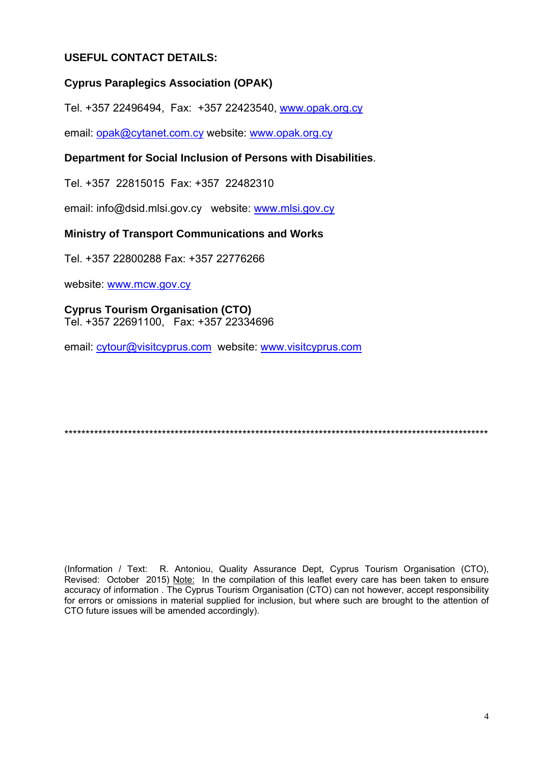**USEFUL CONTACT DETAILS:**

**Cyprus Paraplegics Association (OPAK)**

Tel. +357 22496494, Fax: +357 22423540, www.opak.org.cy

email: opak@cytanet.com.cy website: www.opak.org.cy

**Department for Social Inclusion of Persons with Disabilities**.

Tel. +357 22815015 Fax: +357 22482310

email: info@dsid.mlsi.gov.cy website: www.mlsi.gov.cy

**Ministry of Transport Communications and Works**

Tel. +357 22800288 Fax: +357 22776266

website: www.mcw.gov.cy

**Cyprus Tourism Organisation (CTO)**
Tel. +357 22691100, Fax: +357 22334696

email: cytour@visitcyprus.com website: www.visitcyprus.com

****************************************************************************************************

(Information / Text: R. Antoniou, Quality Assurance Dept, Cyprus Tourism Organisation (CTO), Revised: October 2015) Note: In the compilation of this leaflet every care has been taken to ensure accuracy of information . The Cyprus Tourism Organisation (CTO) can not however, accept responsibility for errors or omissions in material supplied for inclusion, but where such are brought to the attention of CTO future issues will be amended accordingly).